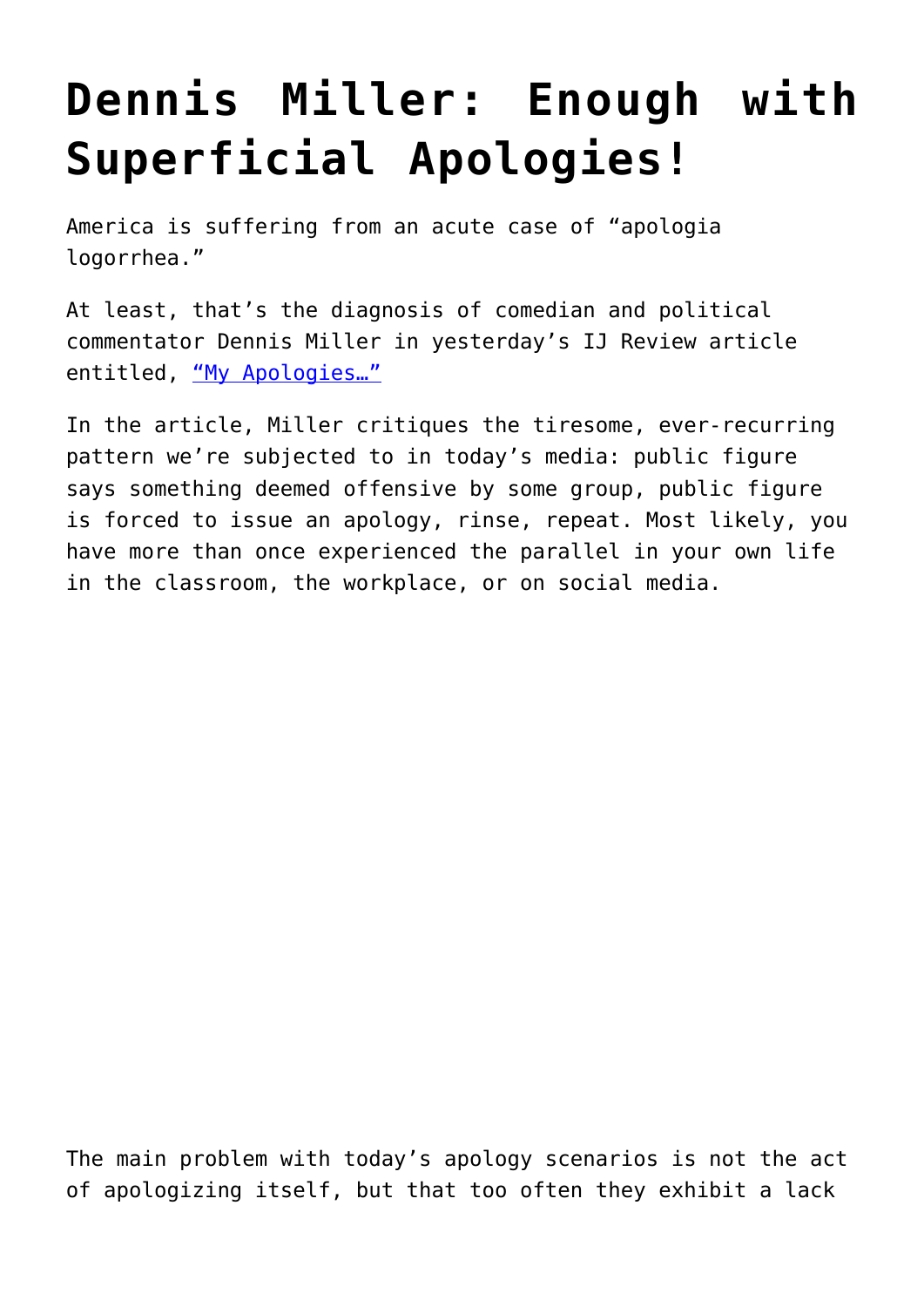# Dennis Miller: Enough with Superficial Apologies!

America is suffering from an acute case of "apologia logorrhea."

At least, that's the diagnosis of comedian and political commentator Dennis Miller in yesterday's IJ Review article entitled, "My Apologies…"

In the article, Miller critiques the tiresome, ever-recurring pattern we're subjected to in today's media: public figure says something deemed offensive by some group, public figure is forced to issue an apology, rinse, repeat. Most likely, you have more than once experienced the parallel in your own life in the classroom, the workplace, or on social media.

The main problem with today's apology scenarios is not the act of apologizing itself, but that too often they exhibit a lack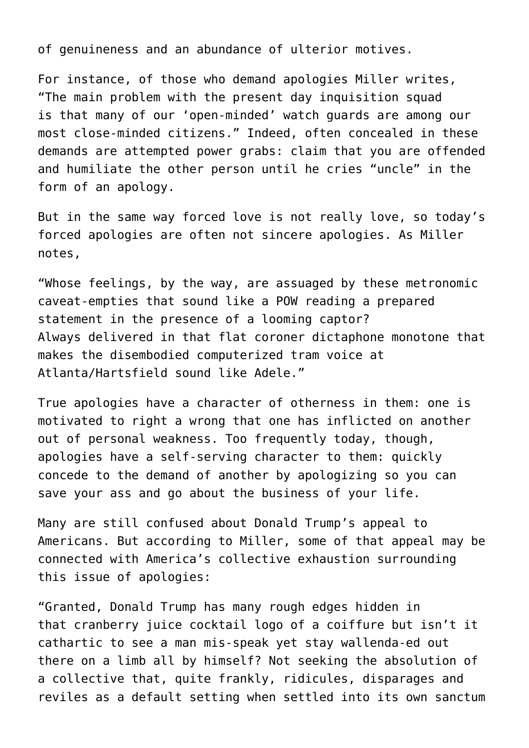of genuineness and an abundance of ulterior motives.

For instance, of those who demand apologies Miller writes, "The main problem with the present day inquisition squad is that many of our 'open-minded' watch guards are among our most close-minded citizens." Indeed, often concealed in these demands are attempted power grabs: claim that you are offended and humiliate the other person until he cries "uncle" in the form of an apology.

But in the same way forced love is not really love, so today's forced apologies are often not sincere apologies. As Miller notes,

"Whose feelings, by the way, are assuaged by these metronomic caveat-empties that sound like a POW reading a prepared statement in the presence of a looming captor? Always delivered in that flat coroner dictaphone monotone that makes the disembodied computerized tram voice at Atlanta/Hartsfield sound like Adele."

True apologies have a character of otherness in them: one is motivated to right a wrong that one has inflicted on another out of personal weakness. Too frequently today, though, apologies have a self-serving character to them: quickly concede to the demand of another by apologizing so you can save your ass and go about the business of your life.

Many are still confused about Donald Trump's appeal to Americans. But according to Miller, some of that appeal may be connected with America's collective exhaustion surrounding this issue of apologies:

"Granted, Donald Trump has many rough edges hidden in that cranberry juice cocktail logo of a coiffure but isn't it cathartic to see a man mis-speak yet stay wallenda-ed out there on a limb all by himself? Not seeking the absolution of a collective that, quite frankly, ridicules, disparages and reviles as a default setting when settled into its own sanctum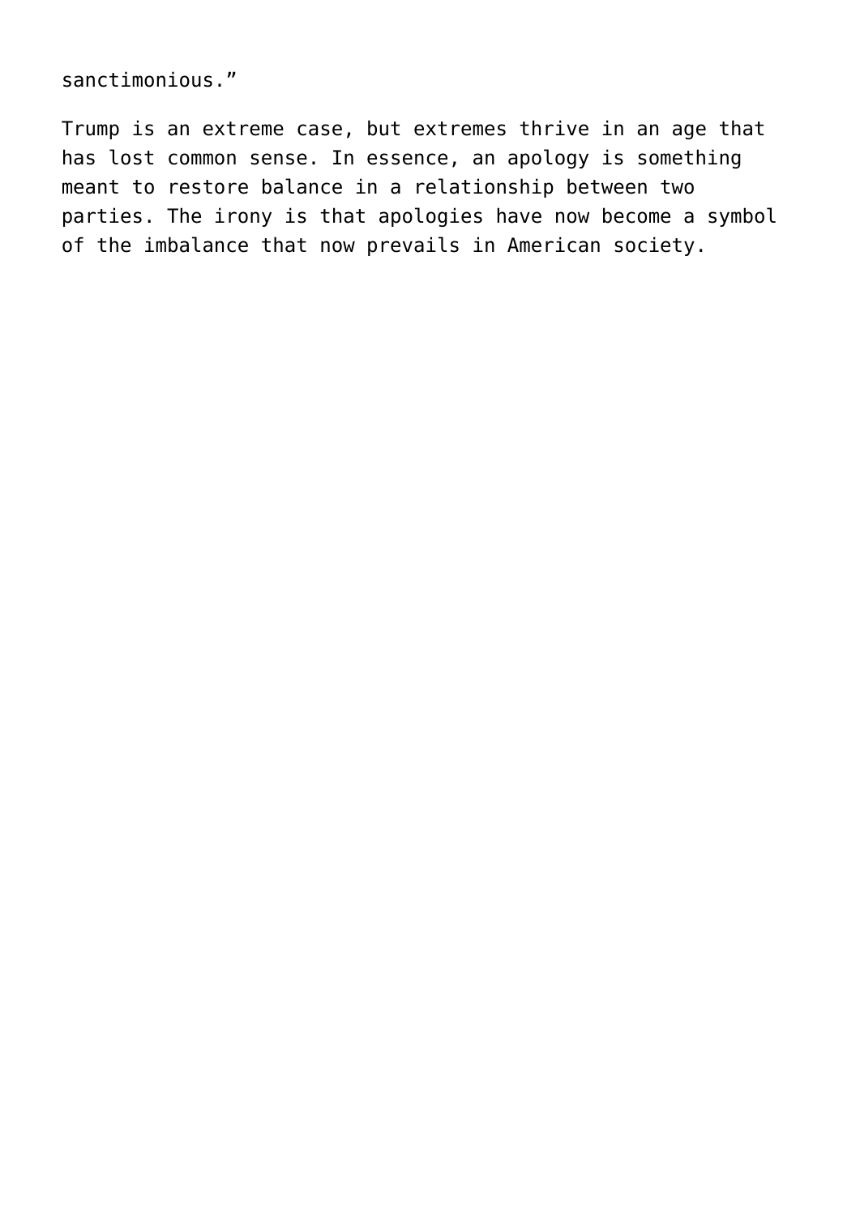sanctimonious."

Trump is an extreme case, but extremes thrive in an age that has lost common sense. In essence, an apology is something meant to restore balance in a relationship between two parties. The irony is that apologies have now become a symbol of the imbalance that now prevails in American society.